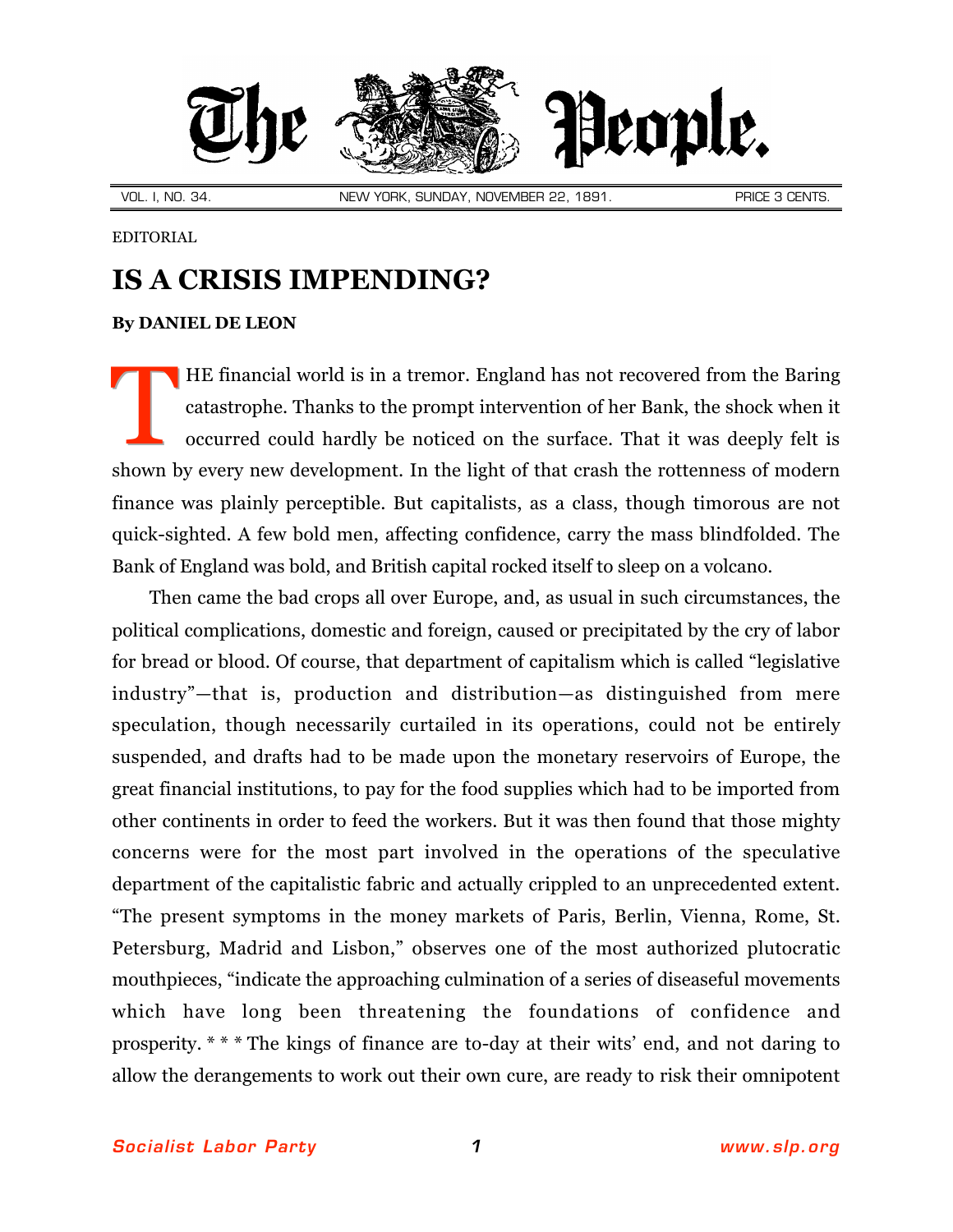# The People.

VOL. I, NO. 34. NEW YORK, SUNDAY, NOVEMBER 22, 1891. PRICE 3 CENTS.

EDITORIAL

## IS A CRISIS IMPENDING?

**By DANIEL DE LEON**

THE financial world is in a tremor. England has not recovered from the Baring catastrophe. Thanks to the prompt intervention of her Bank, the shock when it occurred could hardly be noticed on the surface. That it was deeply felt is shown by every new development. In the light of that crash the rottenness of modern finance was plainly perceptible. But capitalists, as a class, though timorous are not quick-sighted. A few bold men, affecting confidence, carry the mass blindfolded. The Bank of England was bold, and British capital rocked itself to sleep on a volcano.

Then came the bad crops all over Europe, and, as usual in such circumstances, the political complications, domestic and foreign, caused or precipitated by the cry of labor for bread or blood. Of course, that department of capitalism which is called "legislative industry"—that is, production and distribution—as distinguished from mere speculation, though necessarily curtailed in its operations, could not be entirely suspended, and drafts had to be made upon the monetary reservoirs of Europe, the great financial institutions, to pay for the food supplies which had to be imported from other continents in order to feed the workers. But it was then found that those mighty concerns were for the most part involved in the operations of the speculative department of the capitalistic fabric and actually crippled to an unprecedented extent. "The present symptoms in the money markets of Paris, Berlin, Vienna, Rome, St. Petersburg, Madrid and Lisbon," observes one of the most authorized plutocratic mouthpieces, "indicate the approaching culmination of a series of diseaseful movements which have long been threatening the foundations of confidence and prosperity. * * * The kings of finance are to-day at their wits' end, and not daring to allow the derangements to work out their own cure, are ready to risk their omnipotent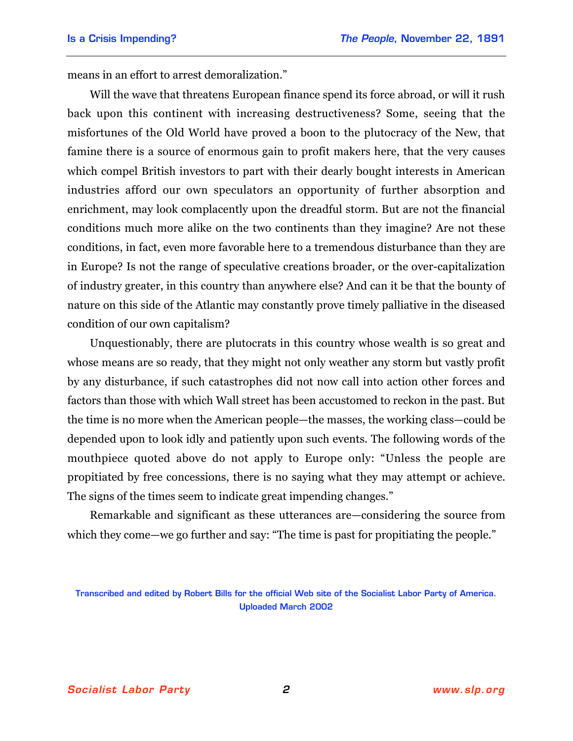means in an effort to arrest demoralization."

Will the wave that threatens European finance spend its force abroad, or will it rush back upon this continent with increasing destructiveness? Some, seeing that the misfortunes of the Old World have proved a boon to the plutocracy of the New, that famine there is a source of enormous gain to profit makers here, that the very causes which compel British investors to part with their dearly bought interests in American industries afford our own speculators an opportunity of further absorption and enrichment, may look complacently upon the dreadful storm. But are not the financial conditions much more alike on the two continents than they imagine? Are not these conditions, in fact, even more favorable here to a tremendous disturbance than they are in Europe? Is not the range of speculative creations broader, or the over-capitalization of industry greater, in this country than anywhere else? And can it be that the bounty of nature on this side of the Atlantic may constantly prove timely palliative in the diseased condition of our own capitalism?

Unquestionably, there are plutocrats in this country whose wealth is so great and whose means are so ready, that they might not only weather any storm but vastly profit by any disturbance, if such catastrophes did not now call into action other forces and factors than those with which Wall street has been accustomed to reckon in the past. But the time is no more when the American people—the masses, the working class—could be depended upon to look idly and patiently upon such events. The following words of the mouthpiece quoted above do not apply to Europe only: "Unless the people are propitiated by free concessions, there is no saying what they may attempt or achieve. The signs of the times seem to indicate great impending changes."

Remarkable and significant as these utterances are—considering the source from which they come—we go further and say: "The time is past for propitiating the people."

Transcribed and edited by Robert Bills for the official Web site of the Socialist Labor Party of America.
Uploaded March 2002